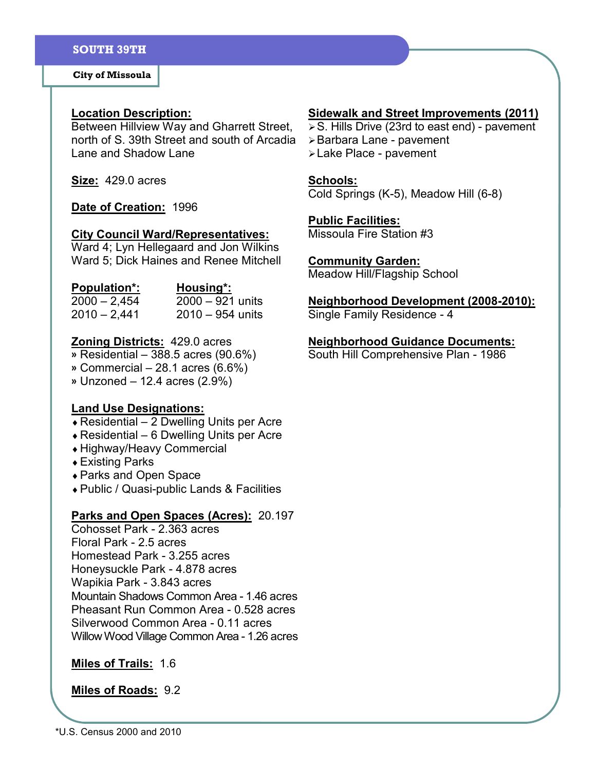# SOUTH 39TH

**City of Missoula**

**Location Description:**
Between Hillview Way and Gharrett Street, north of S. 39th Street and south of Arcadia Lane and Shadow Lane

**Size:** 429.0 acres

**Date of Creation:** 1996

**City Council Ward/Representatives:**
Ward 4; Lyn Hellegaard and Jon Wilkins
Ward 5; Dick Haines and Renee Mitchell

| Population*: | Housing*: |
|---|---|
| 2000 – 2,454 | 2000 – 921 units |
| 2010 – 2,441 | 2010 – 954 units |

**Zoning Districts:** 429.0 acres
- Residential – 388.5 acres (90.6%)
- Commercial – 28.1 acres (6.6%)
- Unzoned – 12.4 acres (2.9%)

**Land Use Designations:**
- Residential – 2 Dwelling Units per Acre
- Residential – 6 Dwelling Units per Acre
- Highway/Heavy Commercial
- Existing Parks
- Parks and Open Space
- Public / Quasi-public Lands & Facilities

**Parks and Open Spaces (Acres):** 20.197
Cohosset Park - 2.363 acres
Floral Park - 2.5 acres
Homestead Park - 3.255 acres
Honeysuckle Park - 4.878 acres
Wapikia Park - 3.843 acres
Mountain Shadows Common Area - 1.46 acres
Pheasant Run Common Area - 0.528 acres
Silverwood Common Area - 0.11 acres
Willow Wood Village Common Area - 1.26 acres

**Miles of Trails:** 1.6

**Miles of Roads:** 9.2

**Sidewalk and Street Improvements (2011)**
- S. Hills Drive (23rd to east end) - pavement
- Barbara Lane - pavement
- Lake Place - pavement

**Schools:**
Cold Springs (K-5), Meadow Hill (6-8)

**Public Facilities:**
Missoula Fire Station #3

**Community Garden:**
Meadow Hill/Flagship School

**Neighborhood Development (2008-2010):**
Single Family Residence - 4

**Neighborhood Guidance Documents:**
South Hill Comprehensive Plan - 1986

*U.S. Census 2000 and 2010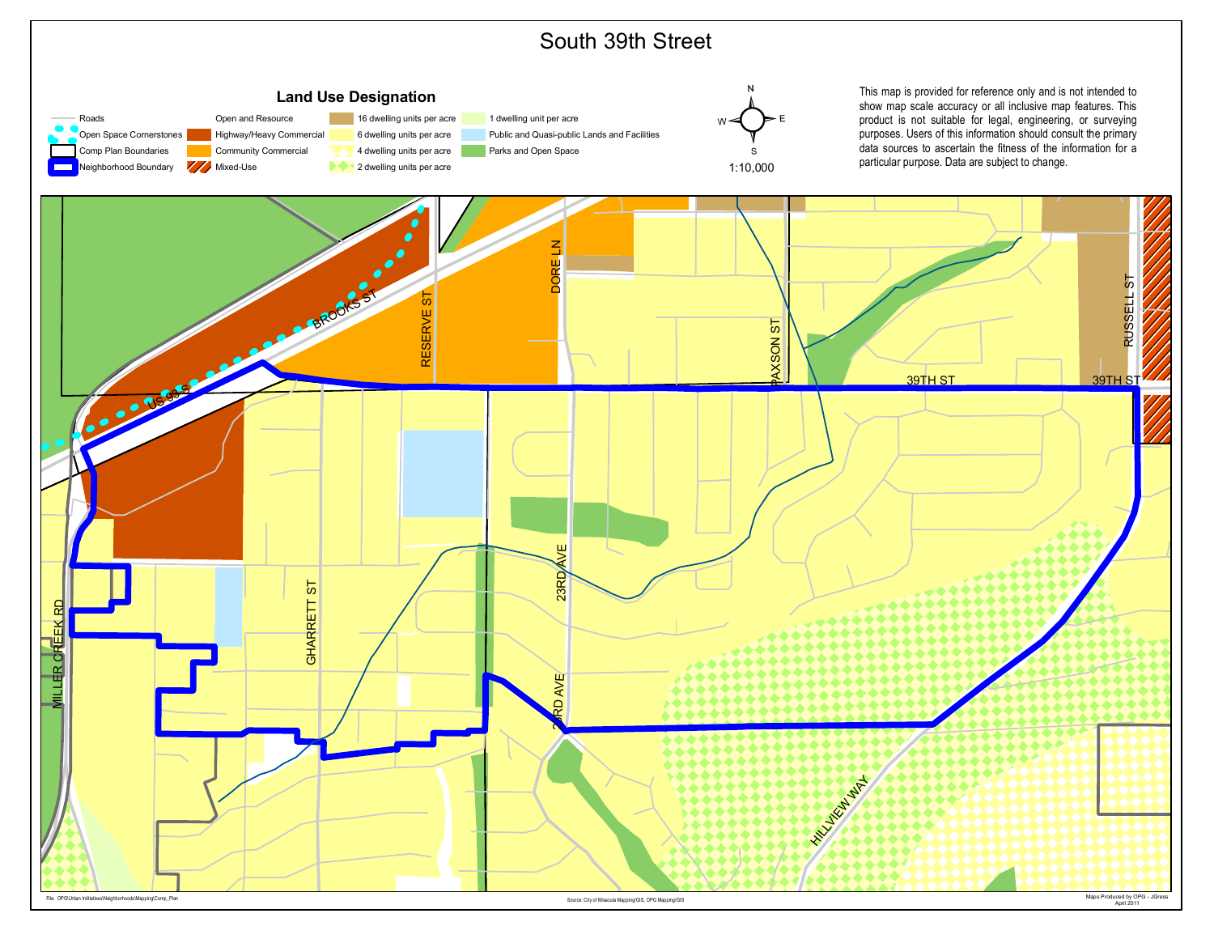# South 39th Street

## Land Use Designation

- Roads
- Open Space Cornerstones
- Comp Plan Boundaries
- Neighborhood Boundary
- Open and Resource
- Highway/Heavy Commercial
- Community Commercial
- Mixed-Use
- 16 dwelling units per acre
- 6 dwelling units per acre
- 4 dwelling units per acre
- 2 dwelling units per acre
- 1 dwelling unit per acre
- Public and Quasi-public Lands and Facilities
- Parks and Open Space

1:10,000

This map is provided for reference only and is not intended to show map scale accuracy or all inclusive map features. This product is not suitable for legal, engineering, or surveying purposes. Users of this information should consult the primary data sources to ascertain the fitness of the information for a particular purpose. Data are subject to change.

US 93 S, BROOKS ST, RESERVE ST, DORE LN, PAXSON ST, RUSSELL ST, 39TH ST, MILLER CREEK RD, GHARRETT ST, 23RD AVE, HILLVIEW WAY

File: OPG\Urban Initiatives\Neighborhoods\Mapping\Comp_Plan

Source: City of Missoula Mapping/GIS, OPG Mapping/GIS

Maps Produced by OPG - JGress
April 2011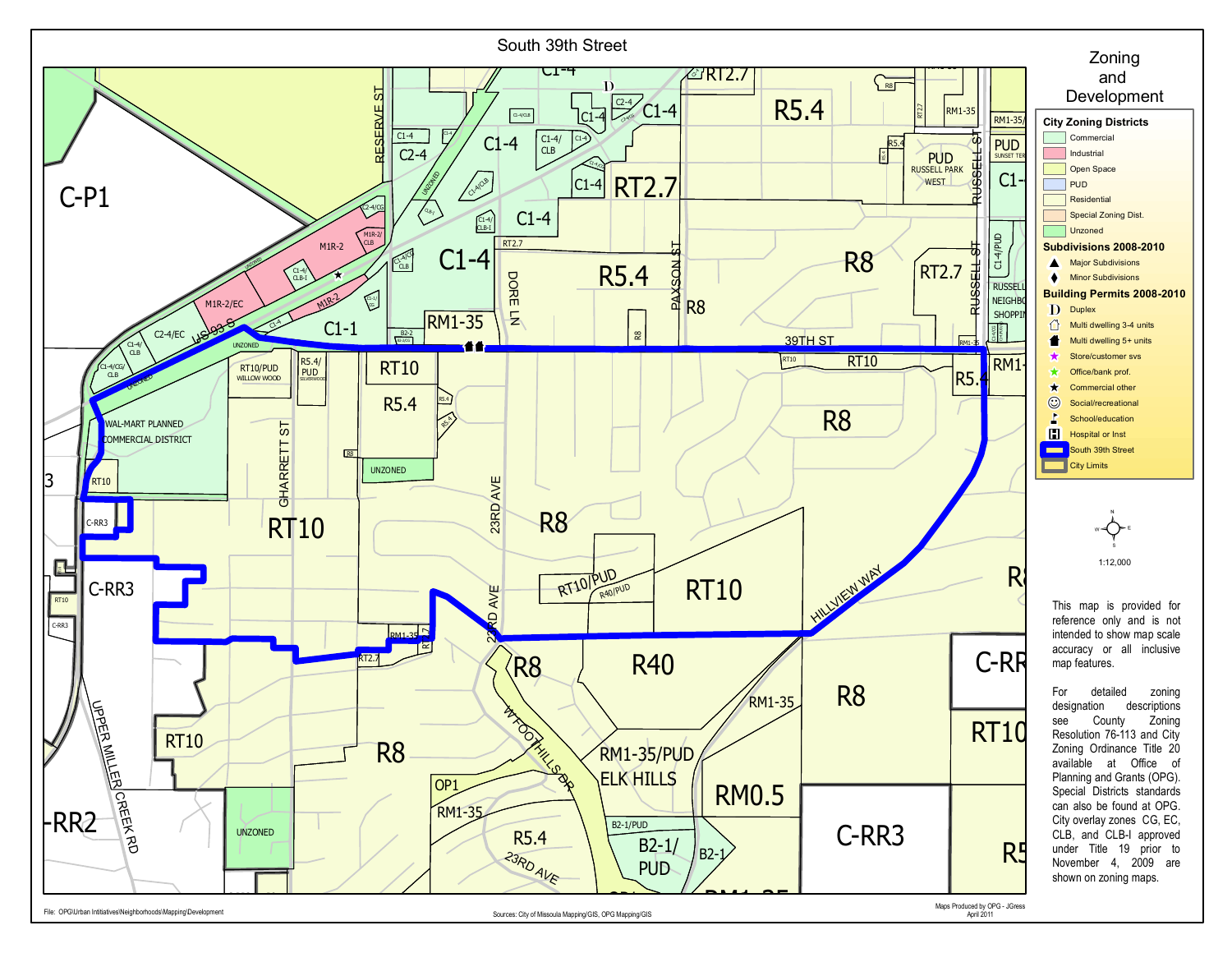# South 39th Street

## Zoning and Development

**City Zoning Districts**

- Commercial
- Industrial
- Open Space
- PUD
- Residential
- Special Zoning Dist.
- Unzoned

**Subdivisions 2008-2010**

- ▲ Major Subdivisions
- ♦ Minor Subdivisions

**Building Permits 2008-2010**

- D Duplex
- Multi dwelling 3-4 units
- Multi dwelling 5+ units
- ★ Store/customer svs
- ★ Office/bank prof.
- ★ Commercial other
- Social/recreational
- School/education
- H Hospital or Inst
- South 39th Street
- City Limits

1:12,000

This map is provided for reference only and is not intended to show map scale accuracy or all inclusive map features.

For detailed zoning designation descriptions see County Zoning Resolution 76-113 and City Zoning Ordinance Title 20 available at Office of Planning and Grants (OPG). Special Districts standards can also be found at OPG. City overlay zones CG, EC, CLB, and CLB-I approved under Title 19 prior to November 4, 2009 are shown on zoning maps.

File: OPG\Urban Intitiatives\Neighborhoods\Mapping\Development

Sources: City of Missoula Mapping/GIS, OPG Mapping/GIS

Maps Produced by OPG - JGress
April 2011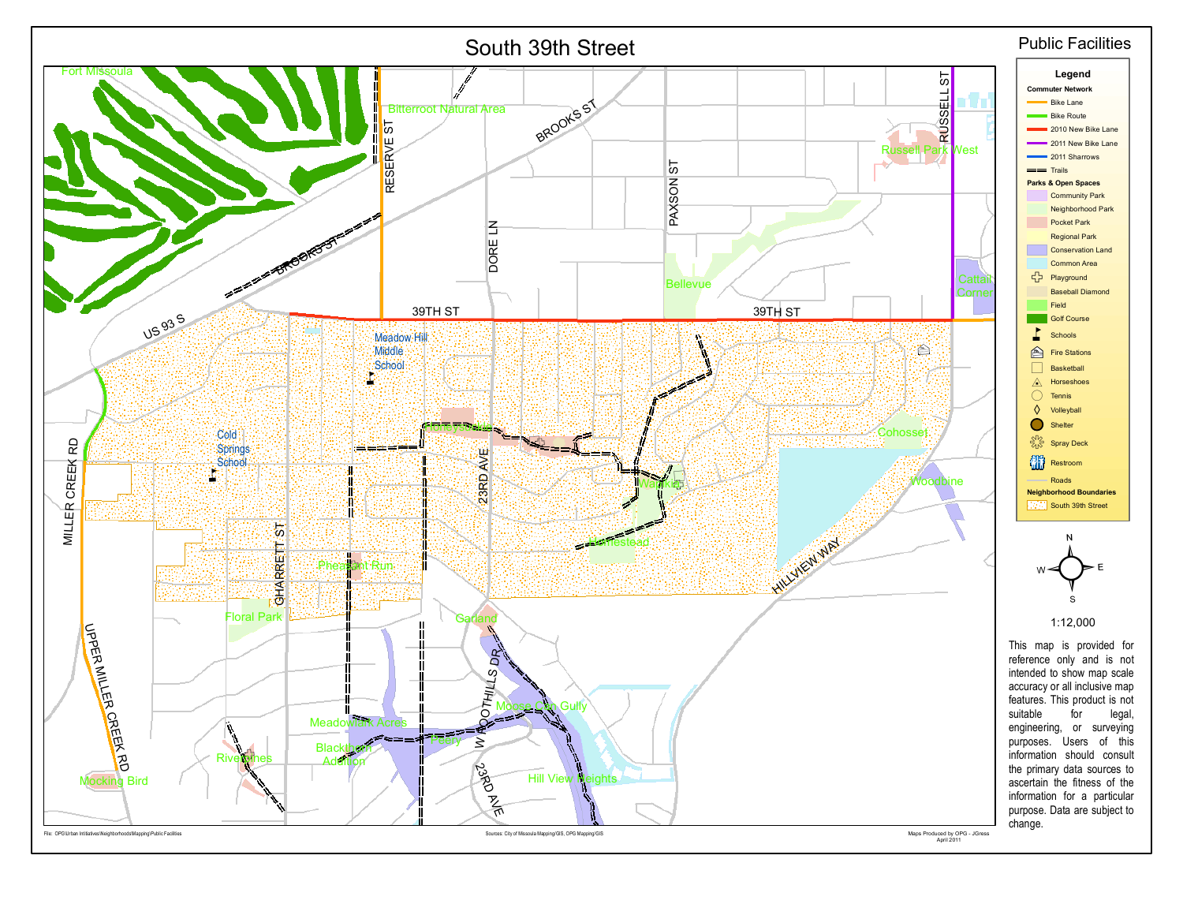# South 39th Street

## Public Facilities

Fort Missoula

Bitterroot Natural Area

BROOKS ST

RESERVE ST

RUSSELL ST

Russell Park West

PAXSON ST

DORE LN

Bellevue

Cattail Corner

US 93 S

39TH ST

39TH ST

Meadow Hill Middle School

Cold Springs School

Cohosset

Woodbine

MILLER CREEK RD

23RD AVE

Homestead

HILLVIEW WAY

GHARRETT ST

Pheasant Run

Floral Park

Garland

UPPER MILLER CREEK RD

WOODFOOTHILLS DR

Moose Can Gully

Meadowlark Acres

Peery

Blackburn Addition

Riverpines

Mocking Bird

Hill View Heights

23RD AVE

**Legend**

**Commuter Network**

- Bike Lane
- Bike Route
- 2010 New Bike Lane
- 2011 New Bike Lane
- 2011 Sharrows
- Trails

**Parks & Open Spaces**

- Community Park
- Neighborhood Park
- Pocket Park
- Regional Park
- Conservation Land
- Common Area
- Playground
- Baseball Diamond
- Field
- Golf Course
- Schools
- Fire Stations
- Basketball
- Horseshoes
- Tennis
- Volleyball
- Shelter
- Spray Deck
- Restroom
- Roads

**Neighborhood Boundaries**

- South 39th Street

N E S W

1:12,000

This map is provided for reference only and is not intended to show map scale accuracy or all inclusive map features. This product is not suitable for legal, engineering, or surveying purposes. Users of this information should consult the primary data sources to ascertain the fitness of the information for a particular purpose. Data are subject to change.

File: OPG\Urban Initiatives\Neighborhoods\Mapping\Public Facilities

Sources: City of Missoula Mapping/GIS, OPG Mapping/GIS

Maps Produced by OPG - JGress
April 2011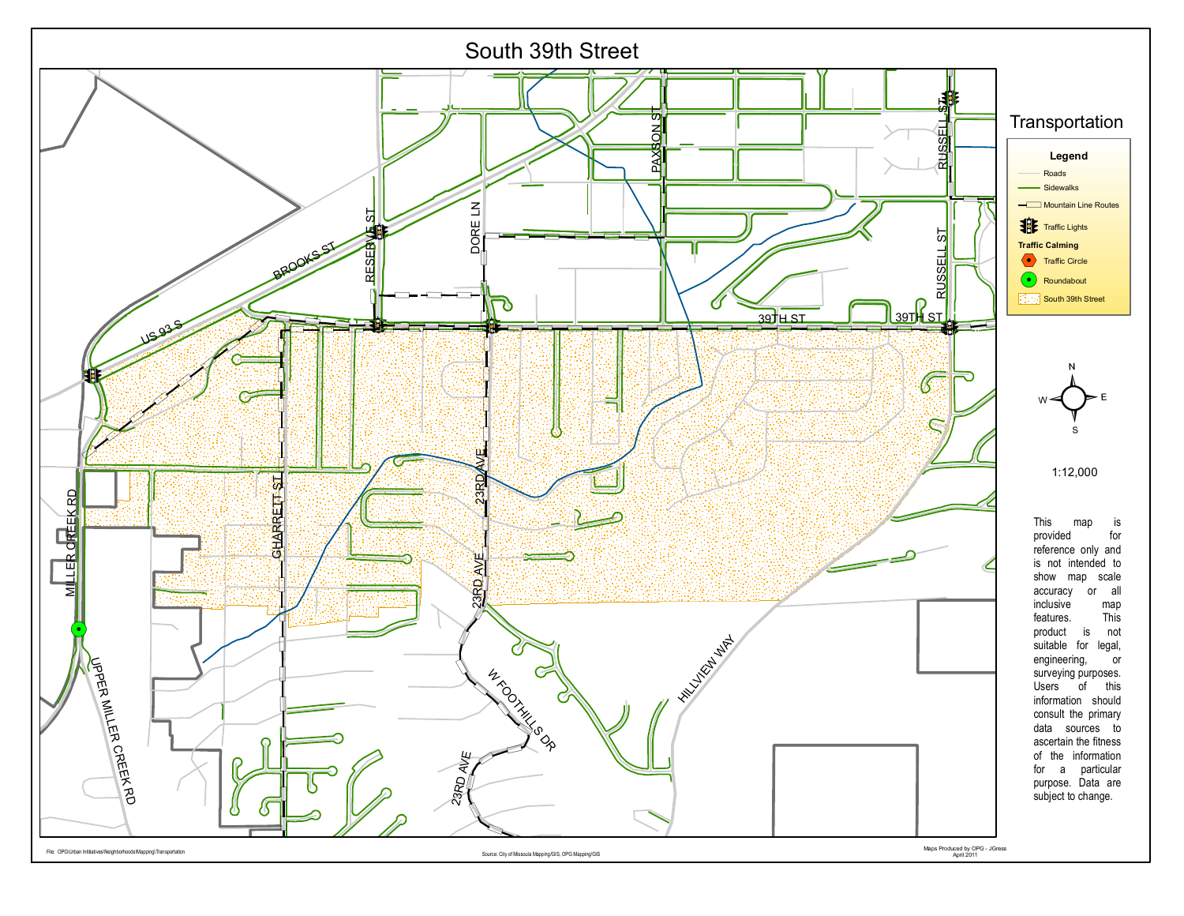# South 39th Street

## Transportation

**Legend**

- Roads
- Sidewalks
- Mountain Line Routes
- Traffic Lights

**Traffic Calming**

- Traffic Circle
- Roundabout
- South 39th Street

N

W E

S

1:12,000

RUSSELL ST
PAXSON ST
DORE LN
RESERVE ST
BROOKS ST
US 93 S
39TH ST
39TH ST
RUSSELL ST
MILLER CREEK RD
CHARRETT ST
23RD AVE
23RD AVE
23RD AVE
W FOOTHILLS DR
HILLVIEW WAY
UPPER MILLER CREEK RD

This map is provided for reference only and is not intended to show map scale accuracy or all inclusive map features. This product is not suitable for legal, engineering, or surveying purposes. Users of this information should consult the primary data sources to ascertain the fitness of the information for a particular purpose. Data are subject to change.

File: OPG\Urban Initiatives\Neighborhoods\Mapping\Transportation

Source: City of Missoula Mapping/GIS, OPG Mapping/GIS

Maps Produced by OPG - JGress
April 2011